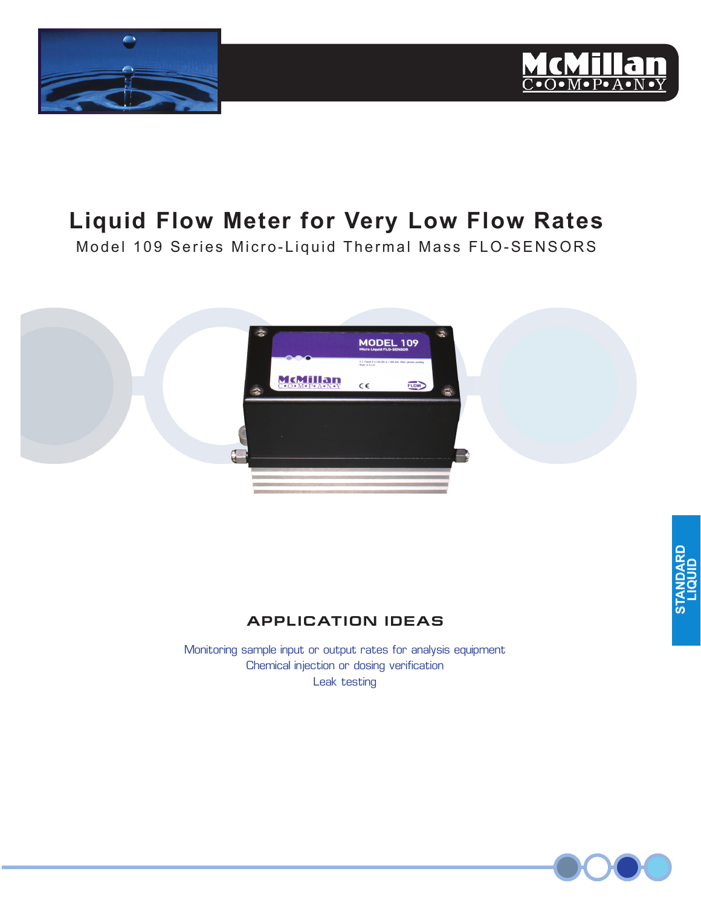# Liquid Flow Meter for Very Low Flow Rates

Model 109 Series Micro-Liquid Thermal Mass FLO-SENSORS

STANDARD LIQUID

## APPLICATION IDEAS

Monitoring sample input or output rates for analysis equipment

Chemical injection or dosing verification

Leak testing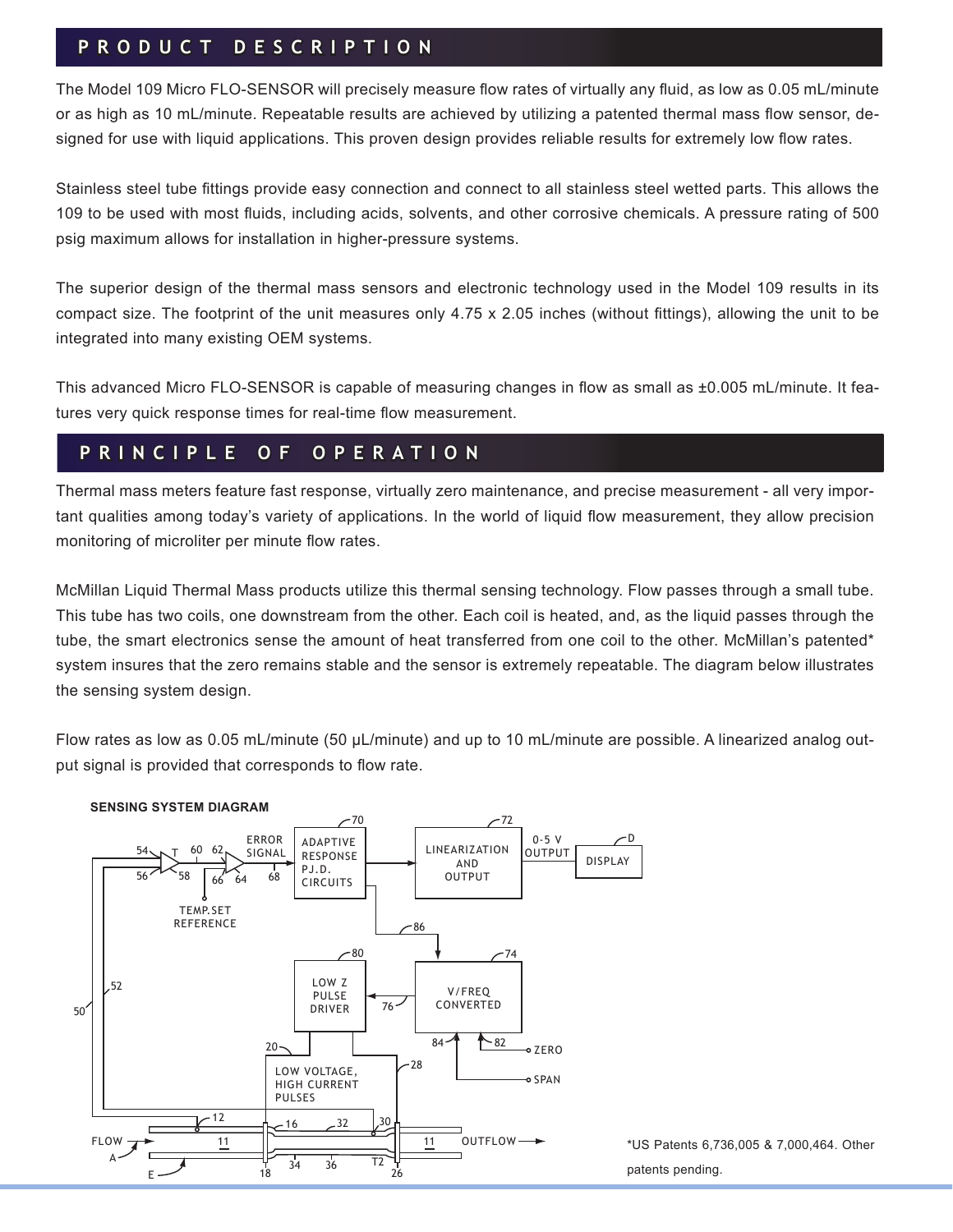## PRODUCT DESCRIPTION

The Model 109 Micro FLO-SENSOR will precisely measure flow rates of virtually any fluid, as low as 0.05 mL/minute or as high as 10 mL/minute. Repeatable results are achieved by utilizing a patented thermal mass flow sensor, designed for use with liquid applications. This proven design provides reliable results for extremely low flow rates.

Stainless steel tube fittings provide easy connection and connect to all stainless steel wetted parts. This allows the 109 to be used with most fluids, including acids, solvents, and other corrosive chemicals. A pressure rating of 500 psig maximum allows for installation in higher-pressure systems.

The superior design of the thermal mass sensors and electronic technology used in the Model 109 results in its compact size. The footprint of the unit measures only 4.75 x 2.05 inches (without fittings), allowing the unit to be integrated into many existing OEM systems.

This advanced Micro FLO-SENSOR is capable of measuring changes in flow as small as ±0.005 mL/minute. It features very quick response times for real-time flow measurement.

## PRINCIPLE OF OPERATION

Thermal mass meters feature fast response, virtually zero maintenance, and precise measurement - all very important qualities among today's variety of applications. In the world of liquid flow measurement, they allow precision monitoring of microliter per minute flow rates.

McMillan Liquid Thermal Mass products utilize this thermal sensing technology. Flow passes through a small tube. This tube has two coils, one downstream from the other. Each coil is heated, and, as the liquid passes through the tube, the smart electronics sense the amount of heat transferred from one coil to the other. McMillan's patented* system insures that the zero remains stable and the sensor is extremely repeatable. The diagram below illustrates the sensing system design.

Flow rates as low as 0.05 mL/minute (50 µL/minute) and up to 10 mL/minute are possible. A linearized analog output signal is provided that corresponds to flow rate.

**SENSING SYSTEM DIAGRAM**

*US Patents 6,736,005 & 7,000,464. Other patents pending.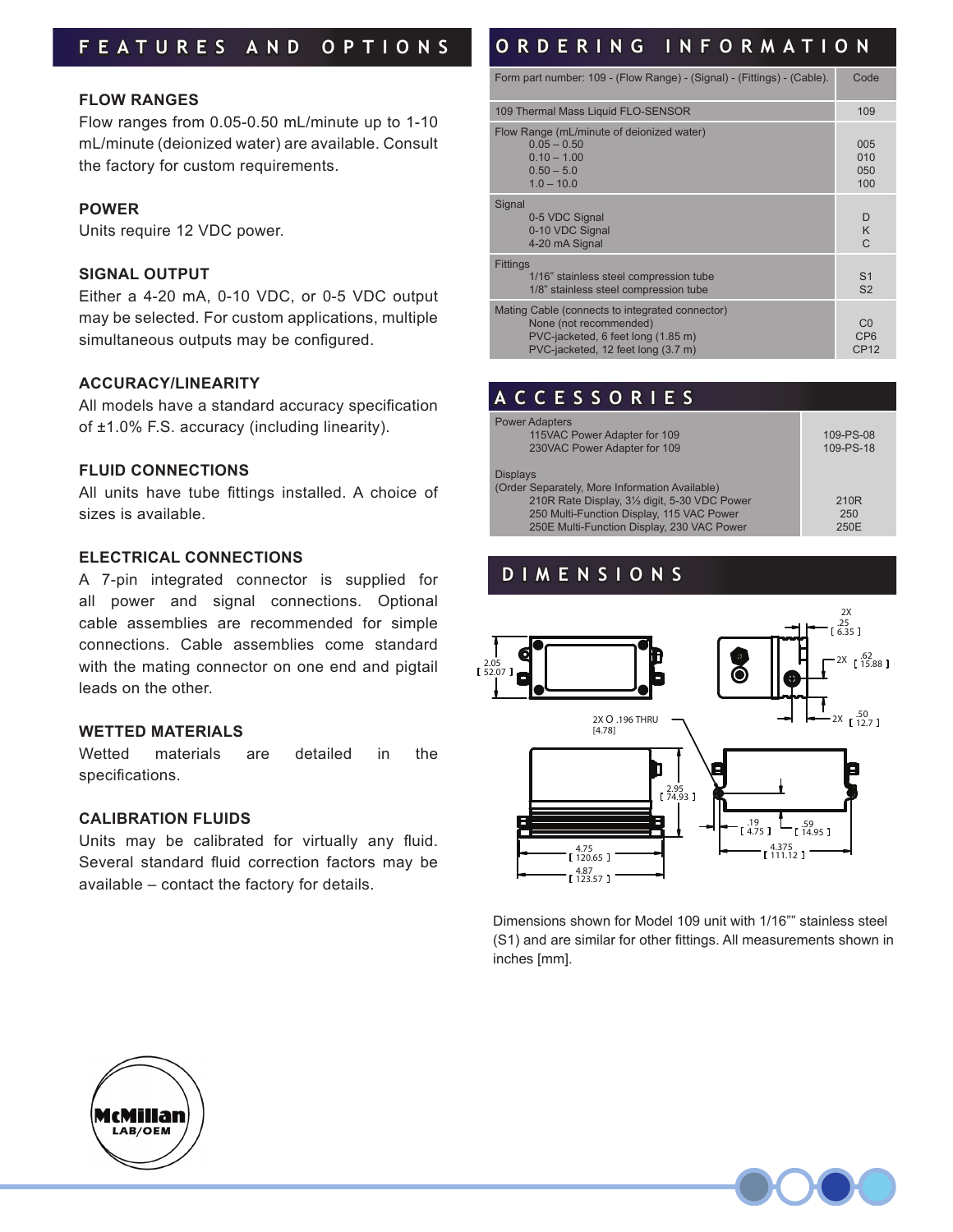## FEATURES AND OPTIONS

### FLOW RANGES

Flow ranges from 0.05-0.50 mL/minute up to 1-10 mL/minute (deionized water) are available. Consult the factory for custom requirements.

### POWER

Units require 12 VDC power.

### SIGNAL OUTPUT

Either a 4-20 mA, 0-10 VDC, or 0-5 VDC output may be selected. For custom applications, multiple simultaneous outputs may be configured.

### ACCURACY/LINEARITY

All models have a standard accuracy specification of ±1.0% F.S. accuracy (including linearity).

### FLUID CONNECTIONS

All units have tube fittings installed. A choice of sizes is available.

### ELECTRICAL CONNECTIONS

A 7-pin integrated connector is supplied for all power and signal connections. Optional cable assemblies are recommended for simple connections. Cable assemblies come standard with the mating connector on one end and pigtail leads on the other.

### WETTED MATERIALS

Wetted materials are detailed in the specifications.

### CALIBRATION FLUIDS

Units may be calibrated for virtually any fluid. Several standard fluid correction factors may be available – contact the factory for details.

## ORDERING INFORMATION

| Form part number: 109 - (Flow Range) - (Signal) - (Fittings) - (Cable). | Code |
|---|---|
| 109 Thermal Mass Liquid FLO-SENSOR | 109 |
| **Flow Range (mL/minute of deionized water)** | |
| 0.05 – 0.50 | 005 |
| 0.10 – 1.00 | 010 |
| 0.50 – 5.0 | 050 |
| 1.0 – 10.0 | 100 |
| **Signal** | |
| 0-5 VDC Signal | D |
| 0-10 VDC Signal | K |
| 4-20 mA Signal | C |
| **Fittings** | |
| 1/16" stainless steel compression tube | S1 |
| 1/8" stainless steel compression tube | S2 |
| **Mating Cable (connects to integrated connector)** | |
| None (not recommended) | C0 |
| PVC-jacketed, 6 feet long (1.85 m) | CP6 |
| PVC-jacketed, 12 feet long (3.7 m) | CP12 |

## ACCESSORIES

| | |
|---|---|
| **Power Adapters** | |
| 115VAC Power Adapter for 109 | 109-PS-08 |
| 230VAC Power Adapter for 109 | 109-PS-18 |
| **Displays** (Order Separately, More Information Available) | |
| 210R Rate Display, 3½ digit, 5-30 VDC Power | 210R |
| 250 Multi-Function Display, 115 VAC Power | 250 |
| 250E Multi-Function Display, 230 VAC Power | 250E |

## DIMENSIONS

2X .25 [ 6.35 ]; 2X .62 [ 15.88 ]; 2X .50 [ 12.7 ]; 2.05 [ 52.07 ]; 2X Ø .196 THRU [4.78]; 2.95 [ 74.93 ]; .19 [ 4.75 ]; .59 [ 14.95 ]; 4.375 [ 111.12 ]; 4.75 [ 120.65 ]; 4.87 [ 123.57 ]

Dimensions shown for Model 109 unit with 1/16"" stainless steel (S1) and are similar for other fittings. All measurements shown in inches [mm].

McMillan LAB/OEM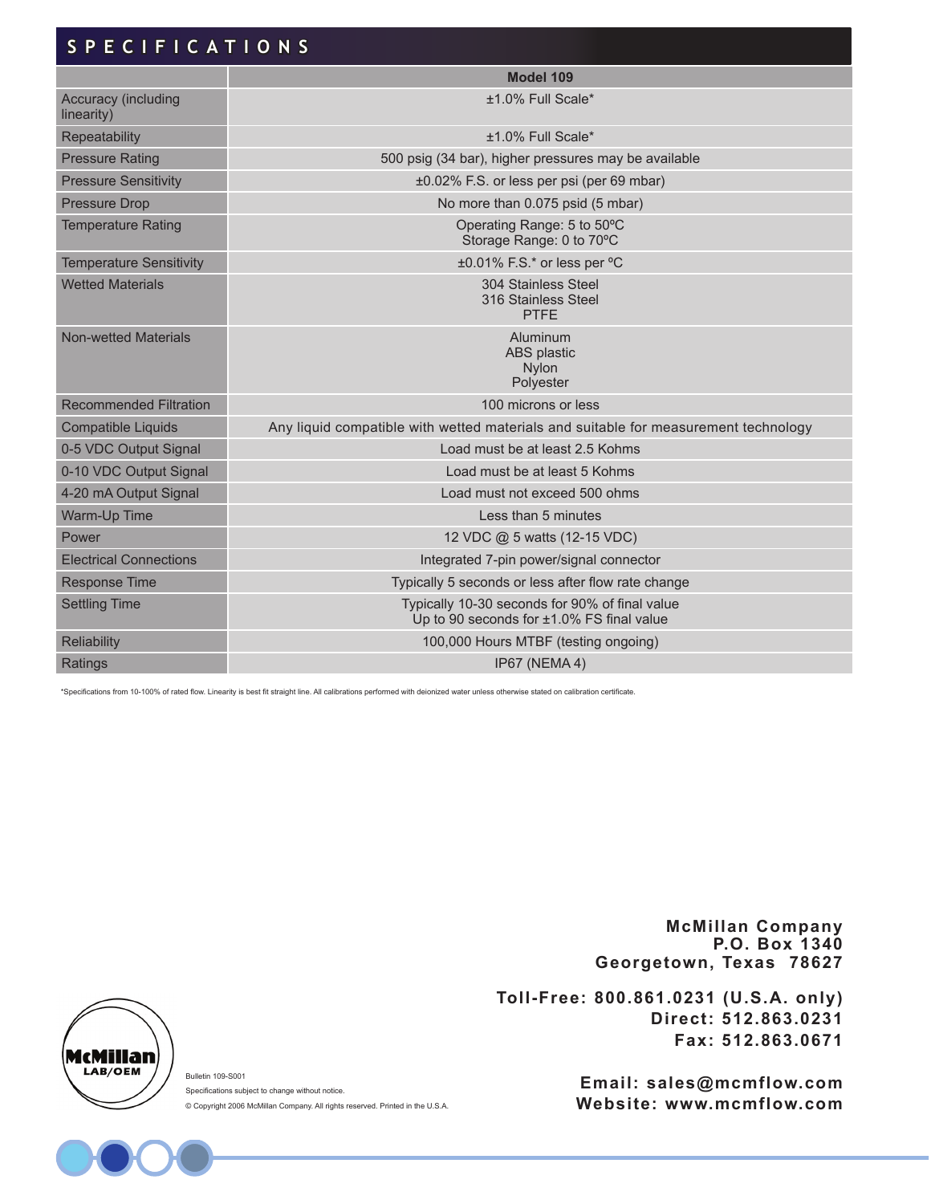## SPECIFICATIONS

| | Model 109 |
|---|---|
| Accuracy (including linearity) | ±1.0% Full Scale* |
| Repeatability | ±1.0% Full Scale* |
| Pressure Rating | 500 psig (34 bar), higher pressures may be available |
| Pressure Sensitivity | ±0.02% F.S. or less per psi (per 69 mbar) |
| Pressure Drop | No more than 0.075 psid (5 mbar) |
| Temperature Rating | Operating Range: 5 to 50ºC<br>Storage Range: 0 to 70ºC |
| Temperature Sensitivity | ±0.01% F.S.* or less per ºC |
| Wetted Materials | 304 Stainless Steel<br>316 Stainless Steel<br>PTFE |
| Non-wetted Materials | Aluminum<br>ABS plastic<br>Nylon<br>Polyester |
| Recommended Filtration | 100 microns or less |
| Compatible Liquids | Any liquid compatible with wetted materials and suitable for measurement technology |
| 0-5 VDC Output Signal | Load must be at least 2.5 Kohms |
| 0-10 VDC Output Signal | Load must be at least 5 Kohms |
| 4-20 mA Output Signal | Load must not exceed 500 ohms |
| Warm-Up Time | Less than 5 minutes |
| Power | 12 VDC @ 5 watts (12-15 VDC) |
| Electrical Connections | Integrated 7-pin power/signal connector |
| Response Time | Typically 5 seconds or less after flow rate change |
| Settling Time | Typically 10-30 seconds for 90% of final value<br>Up to 90 seconds for ±1.0% FS final value |
| Reliability | 100,000 Hours MTBF (testing ongoing) |
| Ratings | IP67 (NEMA 4) |

*Specifications from 10-100% of rated flow. Linearity is best fit straight line. All calibrations performed with deionized water unless otherwise stated on calibration certificate.

**McMillan Company**
**P.O. Box 1340**
**Georgetown, Texas 78627**

**Toll-Free: 800.861.0231 (U.S.A. only)**
**Direct: 512.863.0231**
**Fax: 512.863.0671**

**Email: sales@mcmflow.com**
**Website: www.mcmflow.com**

McMillan LAB/OEM

Bulletin 109-S001

Specifications subject to change without notice.

© Copyright 2006 McMillan Company. All rights reserved. Printed in the U.S.A.